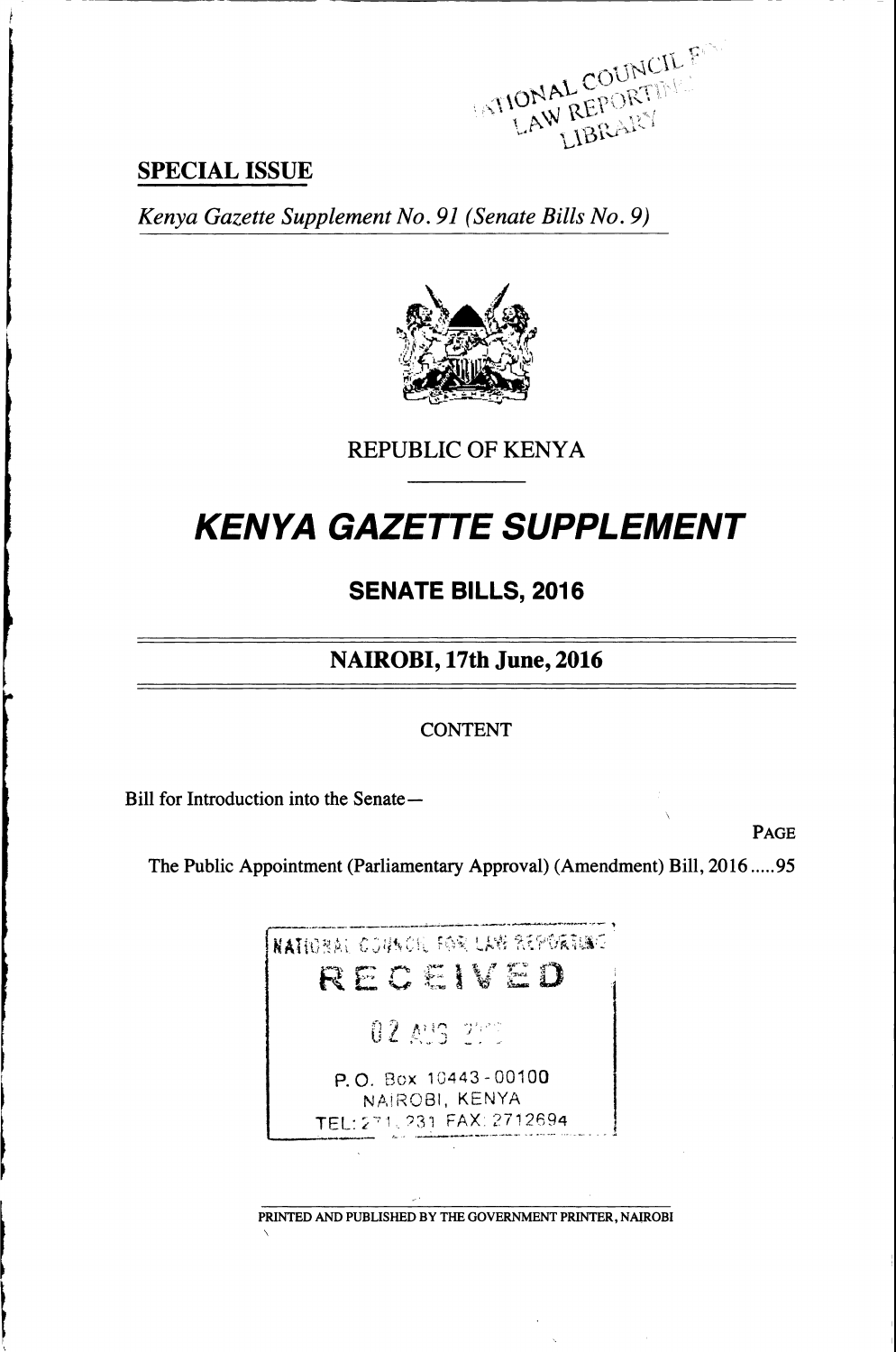**SPECIAL ISSUE**

*Kenya Gazette Supplement No. 91 (Senate Bills No. 9)*

REPUBLIC OF KENYA

# *KENYA GAZETTE SUPPLEMENT*

## SENATE BILLS, 2016

## NAIROBI, 17th June, 2016

CONTENT

Bill for Introduction into the Senate—

PAGE

The Public Appointment (Parliamentary Approval) (Amendment) Bill, 2016.....95

PRINTED AND PUBLISHED BY THE GOVERNMENT PRINTER, NAIROBI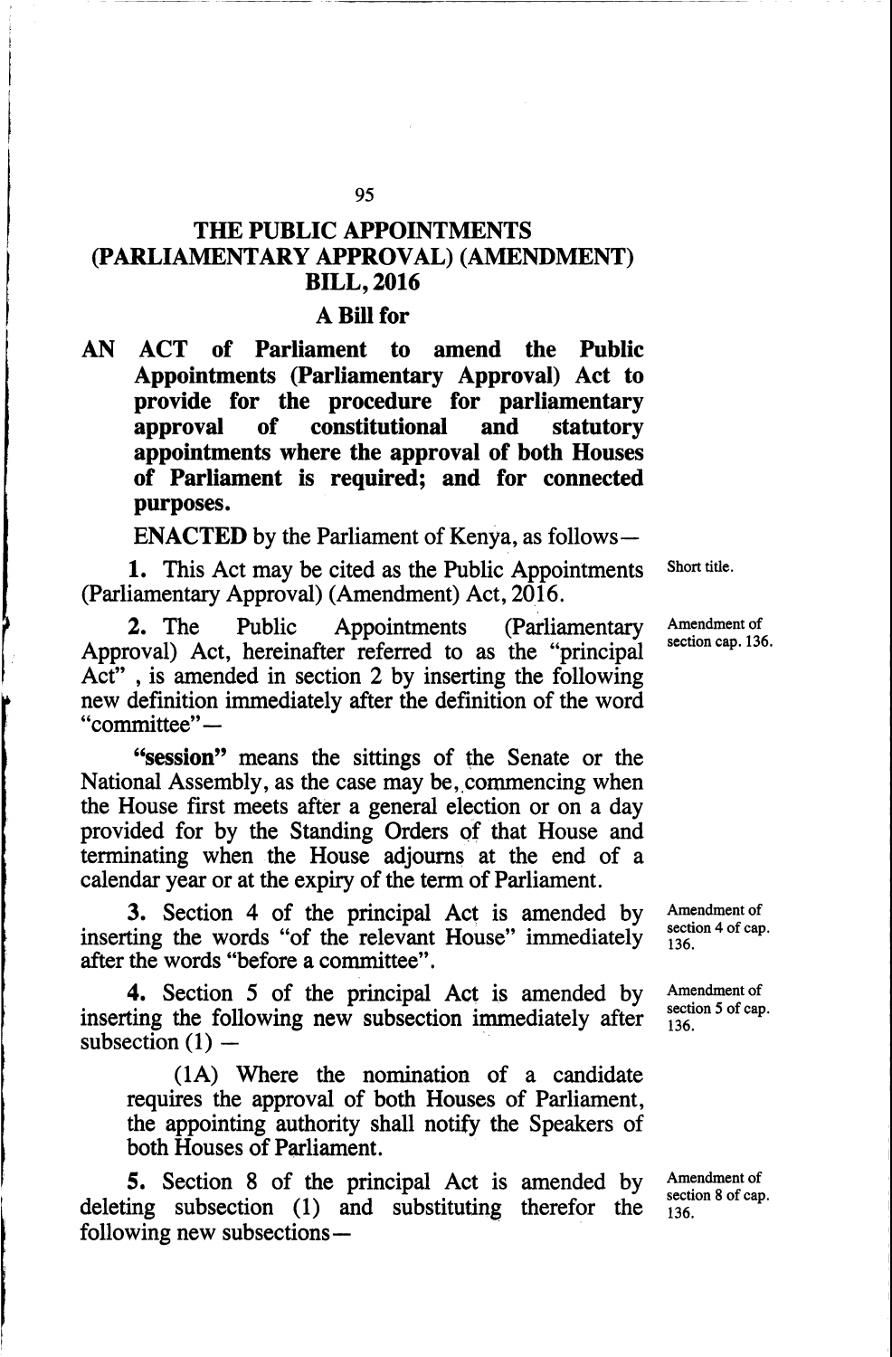# THE PUBLIC APPOINTMENTS (PARLIAMENTARY APPROVAL) (AMENDMENT) BILL, 2016

## A Bill for

**AN ACT of Parliament to amend the Public Appointments (Parliamentary Approval) Act to provide for the procedure for parliamentary approval of constitutional and statutory appointments where the approval of both Houses of Parliament is required; and for connected purposes.**

**ENACTED** by the Parliament of Kenya, as follows—

Short title.

**1.** This Act may be cited as the Public Appointments (Parliamentary Approval) (Amendment) Act, 2016.

Amendment of section cap. 136.

**2.** The Public Appointments (Parliamentary Approval) Act, hereinafter referred to as the "principal Act" , is amended in section 2 by inserting the following new definition immediately after the definition of the word "committee"—

> **"session"** means the sittings of the Senate or the National Assembly, as the case may be, commencing when the House first meets after a general election or on a day provided for by the Standing Orders of that House and terminating when the House adjourns at the end of a calendar year or at the expiry of the term of Parliament.

Amendment of section 4 of cap. 136.

**3.** Section 4 of the principal Act is amended by inserting the words "of the relevant House" immediately after the words "before a committee".

Amendment of section 5 of cap. 136.

**4.** Section 5 of the principal Act is amended by inserting the following new subsection immediately after subsection (1) —

> (1A) Where the nomination of a candidate requires the approval of both Houses of Parliament, the appointing authority shall notify the Speakers of both Houses of Parliament.

Amendment of section 8 of cap. 136.

**5.** Section 8 of the principal Act is amended by deleting subsection (1) and substituting therefor the following new subsections—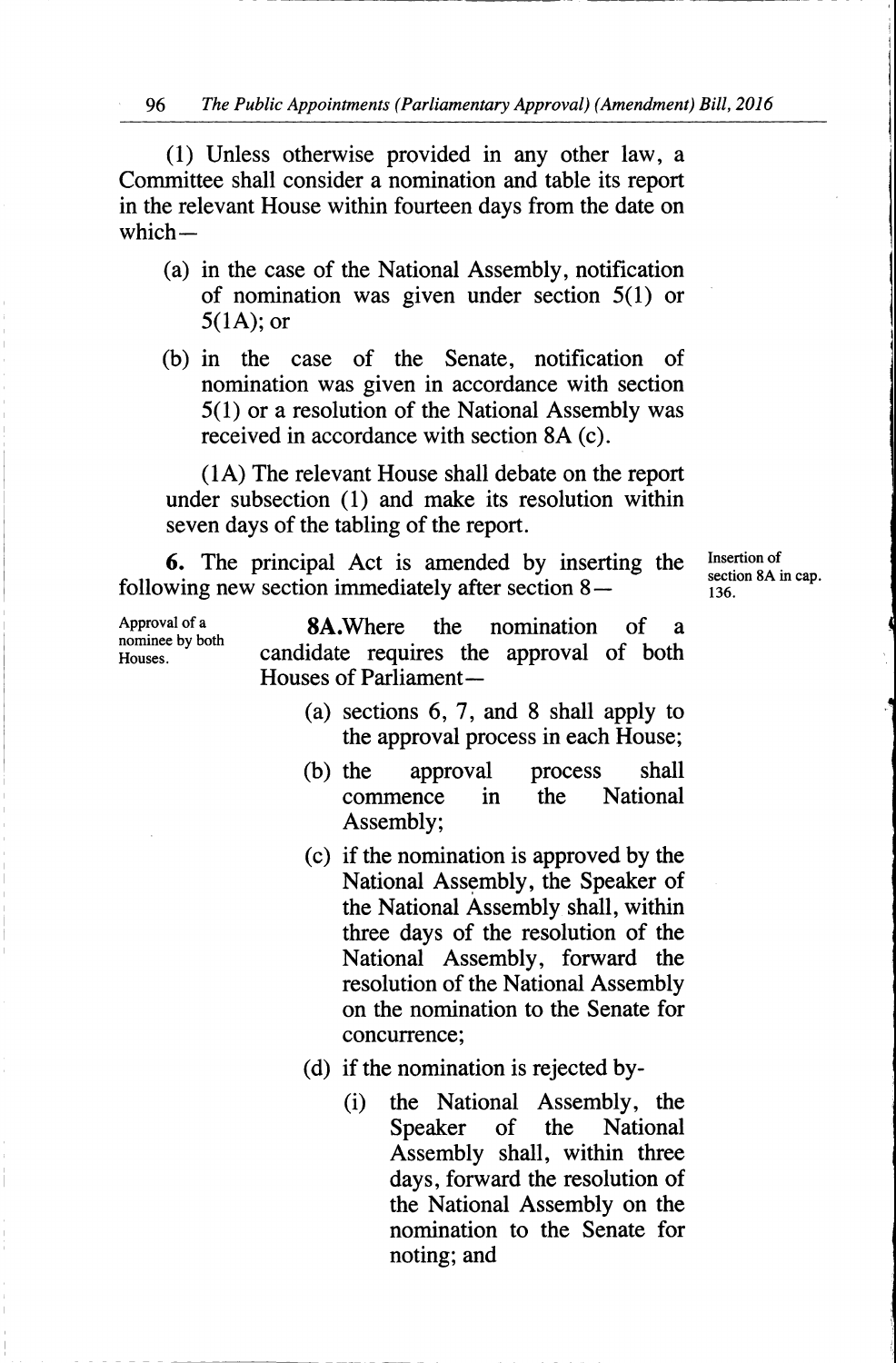(1) Unless otherwise provided in any other law, a Committee shall consider a nomination and table its report in the relevant House within fourteen days from the date on which—

(a) in the case of the National Assembly, notification of nomination was given under section 5(1) or 5(1A); or

(b) in the case of the Senate, notification of nomination was given in accordance with section 5(1) or a resolution of the National Assembly was received in accordance with section 8A (c).

(1A) The relevant House shall debate on the report under subsection (1) and make its resolution within seven days of the tabling of the report.

**6.** The principal Act is amended by inserting the following new section immediately after section 8— *Insertion of section 8A in cap. 136.*

*Approval of a nominee by both Houses.*

**8A.** Where the nomination of a candidate requires the approval of both Houses of Parliament—

(a) sections 6, 7, and 8 shall apply to the approval process in each House;

(b) the approval process shall commence in the National Assembly;

(c) if the nomination is approved by the National Assembly, the Speaker of the National Assembly shall, within three days of the resolution of the National Assembly, forward the resolution of the National Assembly on the nomination to the Senate for concurrence;

(d) if the nomination is rejected by-

(i) the National Assembly, the Speaker of the National Assembly shall, within three days, forward the resolution of the National Assembly on the nomination to the Senate for noting; and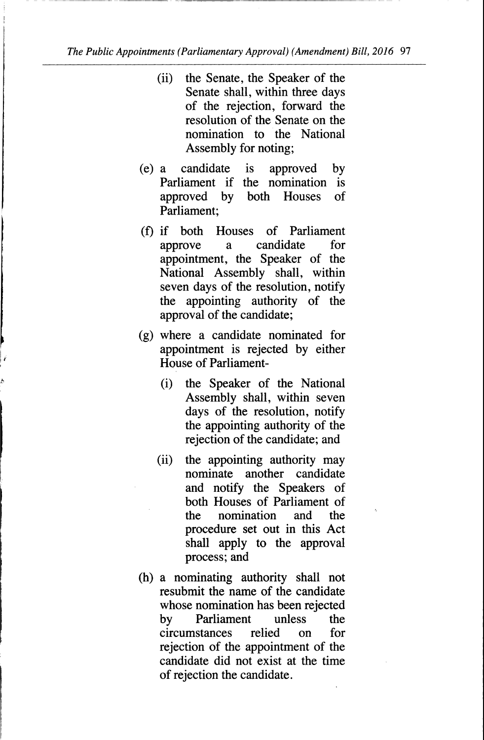(ii) the Senate, the Speaker of the Senate shall, within three days of the rejection, forward the resolution of the Senate on the nomination to the National Assembly for noting;

(e) a candidate is approved by Parliament if the nomination is approved by both Houses of Parliament;

(f) if both Houses of Parliament approve a candidate for appointment, the Speaker of the National Assembly shall, within seven days of the resolution, notify the appointing authority of the approval of the candidate;

(g) where a candidate nominated for appointment is rejected by either House of Parliament-

(i) the Speaker of the National Assembly shall, within seven days of the resolution, notify the appointing authority of the rejection of the candidate; and

(ii) the appointing authority may nominate another candidate and notify the Speakers of both Houses of Parliament of the nomination and the procedure set out in this Act shall apply to the approval process; and

(h) a nominating authority shall not resubmit the name of the candidate whose nomination has been rejected by Parliament unless the circumstances relied on for rejection of the appointment of the candidate did not exist at the time of rejection the candidate.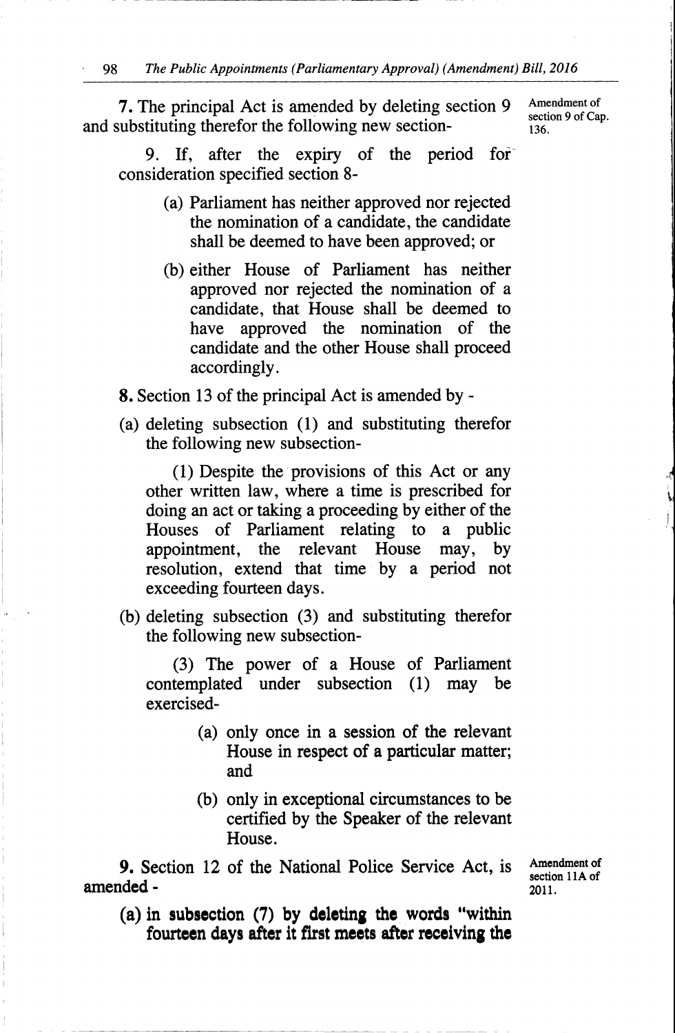**7.** The principal Act is amended by deleting section 9 and substituting therefor the following new section-

Amendment of section 9 of Cap. 136.

> 9. If, after the expiry of the period for consideration specified section 8-
>
> (a) Parliament has neither approved nor rejected the nomination of a candidate, the candidate shall be deemed to have been approved; or
>
> (b) either House of Parliament has neither approved nor rejected the nomination of a candidate, that House shall be deemed to have approved the nomination of the candidate and the other House shall proceed accordingly.

**8.** Section 13 of the principal Act is amended by -

(a) deleting subsection (1) and substituting therefor the following new subsection-

> (1) Despite the provisions of this Act or any other written law, where a time is prescribed for doing an act or taking a proceeding by either of the Houses of Parliament relating to a public appointment, the relevant House may, by resolution, extend that time by a period not exceeding fourteen days.

(b) deleting subsection (3) and substituting therefor the following new subsection-

> (3) The power of a House of Parliament contemplated under subsection (1) may be exercised-
>
> (a) only once in a session of the relevant House in respect of a particular matter; and
>
> (b) only in exceptional circumstances to be certified by the Speaker of the relevant House.

**9.** Section 12 of the National Police Service Act, is amended -

Amendment of section 11A of 2011.

**(a) in subsection (7) by deleting the words "within fourteen days after it first meets after receiving the**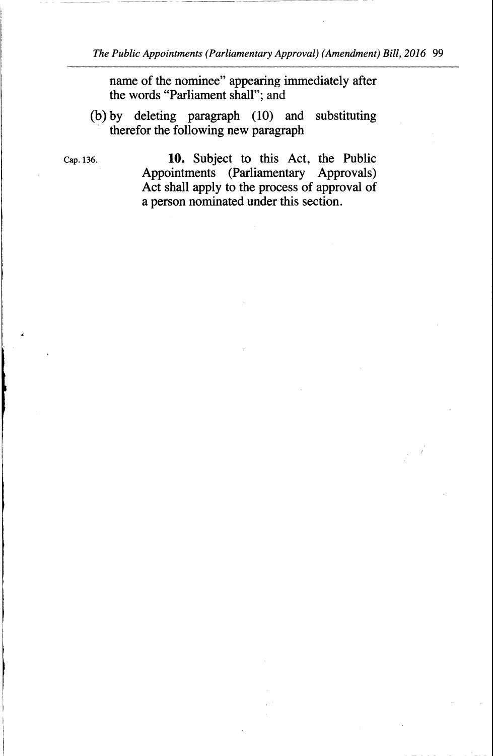name of the nominee" appearing immediately after the words "Parliament shall"; and

(b) by deleting paragraph (10) and substituting therefor the following new paragraph

Cap. 136.

**10.** Subject to this Act, the Public Appointments (Parliamentary Approvals) Act shall apply to the process of approval of a person nominated under this section.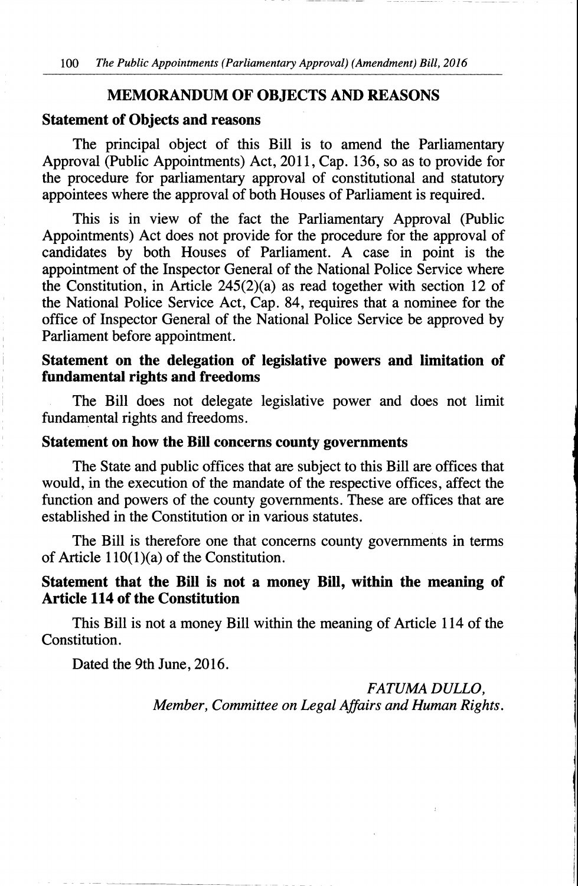## MEMORANDUM OF OBJECTS AND REASONS

### Statement of Objects and reasons

The principal object of this Bill is to amend the Parliamentary Approval (Public Appointments) Act, 2011, Cap. 136, so as to provide for the procedure for parliamentary approval of constitutional and statutory appointees where the approval of both Houses of Parliament is required.

This is in view of the fact the Parliamentary Approval (Public Appointments) Act does not provide for the procedure for the approval of candidates by both Houses of Parliament. A case in point is the appointment of the Inspector General of the National Police Service where the Constitution, in Article 245(2)(a) as read together with section 12 of the National Police Service Act, Cap. 84, requires that a nominee for the office of Inspector General of the National Police Service be approved by Parliament before appointment.

### Statement on the delegation of legislative powers and limitation of fundamental rights and freedoms

The Bill does not delegate legislative power and does not limit fundamental rights and freedoms.

### Statement on how the Bill concerns county governments

The State and public offices that are subject to this Bill are offices that would, in the execution of the mandate of the respective offices, affect the function and powers of the county governments. These are offices that are established in the Constitution or in various statutes.

The Bill is therefore one that concerns county governments in terms of Article 110(1)(a) of the Constitution.

### Statement that the Bill is not a money Bill, within the meaning of Article 114 of the Constitution

This Bill is not a money Bill within the meaning of Article 114 of the Constitution.

Dated the 9th June, 2016.

*FATUMA DULLO,*
*Member, Committee on Legal Affairs and Human Rights.*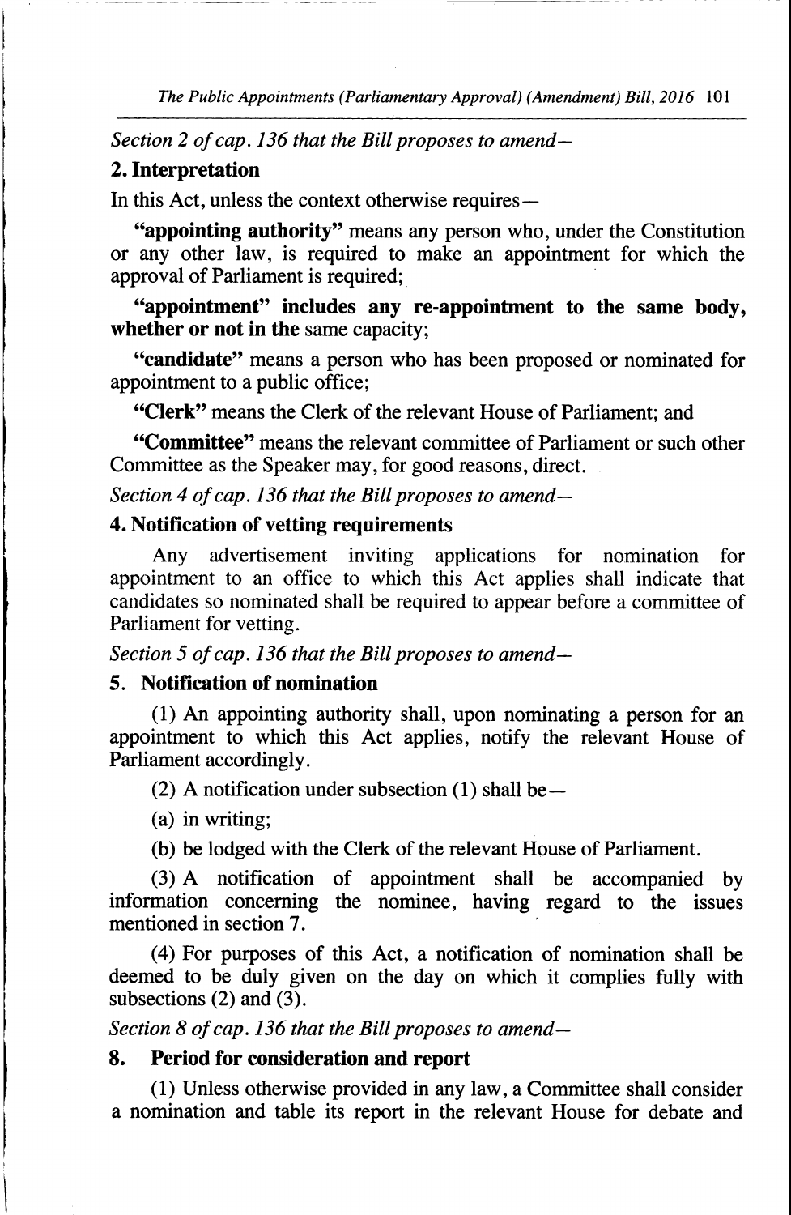*Section 2 of cap. 136 that the Bill proposes to amend—*

**2. Interpretation**

In this Act, unless the context otherwise requires—

**"appointing authority"** means any person who, under the Constitution or any other law, is required to make an appointment for which the approval of Parliament is required;

**"appointment" includes any re-appointment to the same body, whether or not in the** same capacity;

**"candidate"** means a person who has been proposed or nominated for appointment to a public office;

**"Clerk"** means the Clerk of the relevant House of Parliament; and

**"Committee"** means the relevant committee of Parliament or such other Committee as the Speaker may, for good reasons, direct.

*Section 4 of cap. 136 that the Bill proposes to amend—*

**4. Notification of vetting requirements**

Any advertisement inviting applications for nomination for appointment to an office to which this Act applies shall indicate that candidates so nominated shall be required to appear before a committee of Parliament for vetting.

*Section 5 of cap. 136 that the Bill proposes to amend—*

**5. Notification of nomination**

(1) An appointing authority shall, upon nominating a person for an appointment to which this Act applies, notify the relevant House of Parliament accordingly.

(2) A notification under subsection (1) shall be—

(a) in writing;

(b) be lodged with the Clerk of the relevant House of Parliament.

(3) A notification of appointment shall be accompanied by information concerning the nominee, having regard to the issues mentioned in section 7.

(4) For purposes of this Act, a notification of nomination shall be deemed to be duly given on the day on which it complies fully with subsections (2) and (3).

*Section 8 of cap. 136 that the Bill proposes to amend—*

**8. Period for consideration and report**

(1) Unless otherwise provided in any law, a Committee shall consider a nomination and table its report in the relevant House for debate and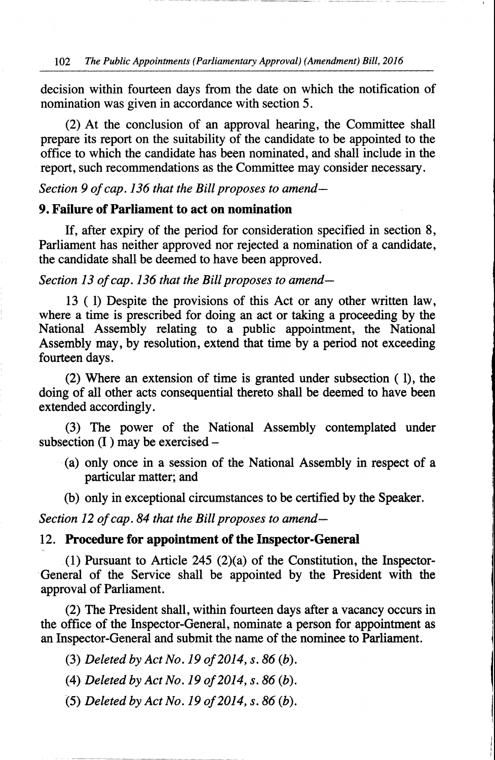decision within fourteen days from the date on which the notification of nomination was given in accordance with section 5.

(2) At the conclusion of an approval hearing, the Committee shall prepare its report on the suitability of the candidate to be appointed to the office to which the candidate has been nominated, and shall include in the report, such recommendations as the Committee may consider necessary.

*Section 9 of cap. 136 that the Bill proposes to amend—*

**9. Failure of Parliament to act on nomination**

If, after expiry of the period for consideration specified in section 8, Parliament has neither approved nor rejected a nomination of a candidate, the candidate shall be deemed to have been approved.

*Section 13 of cap. 136 that the Bill proposes to amend—*

13 ( 1) Despite the provisions of this Act or any other written law, where a time is prescribed for doing an act or taking a proceeding by the National Assembly relating to a public appointment, the National Assembly may, by resolution, extend that time by a period not exceeding fourteen days.

(2) Where an extension of time is granted under subsection ( 1), the doing of all other acts consequential thereto shall be deemed to have been extended accordingly.

(3) The power of the National Assembly contemplated under subsection (I ) may be exercised –

(a) only once in a session of the National Assembly in respect of a particular matter; and

(b) only in exceptional circumstances to be certified by the Speaker.

*Section 12 of cap. 84 that the Bill proposes to amend—*

12. **Procedure for appointment of the Inspector-General**

(1) Pursuant to Article 245 (2)(a) of the Constitution, the Inspector-General of the Service shall be appointed by the President with the approval of Parliament.

(2) The President shall, within fourteen days after a vacancy occurs in the office of the Inspector-General, nominate a person for appointment as an Inspector-General and submit the name of the nominee to Parliament.

(3) *Deleted by Act No. 19 of 2014, s. 86 (b).*

(4) *Deleted by Act No. 19 of 2014, s. 86 (b).*

(5) *Deleted by Act No. 19 of 2014, s. 86 (b).*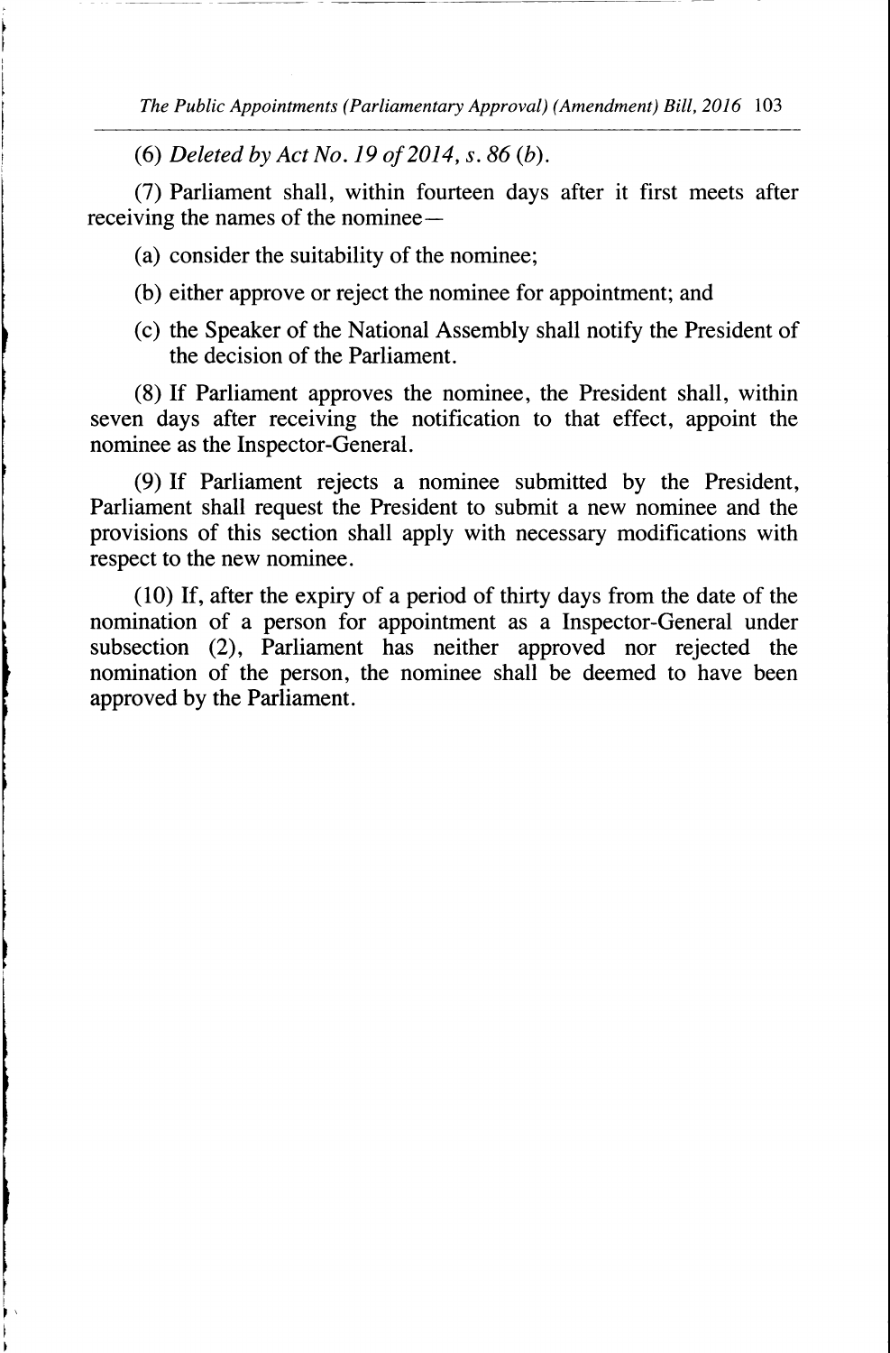(6) *Deleted by Act No. 19 of 2014, s. 86 (b).*

(7) Parliament shall, within fourteen days after it first meets after receiving the names of the nominee—

(a) consider the suitability of the nominee;

(b) either approve or reject the nominee for appointment; and

(c) the Speaker of the National Assembly shall notify the President of the decision of the Parliament.

(8) If Parliament approves the nominee, the President shall, within seven days after receiving the notification to that effect, appoint the nominee as the Inspector-General.

(9) If Parliament rejects a nominee submitted by the President, Parliament shall request the President to submit a new nominee and the provisions of this section shall apply with necessary modifications with respect to the new nominee.

(10) If, after the expiry of a period of thirty days from the date of the nomination of a person for appointment as a Inspector-General under subsection (2), Parliament has neither approved nor rejected the nomination of the person, the nominee shall be deemed to have been approved by the Parliament.